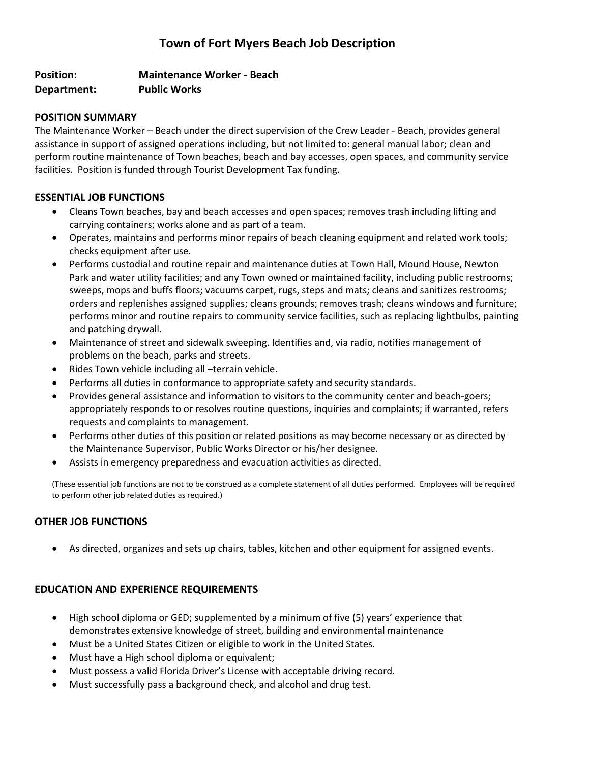# Town of Fort Myers Beach Job Description

**Position:** **Maintenance Worker - Beach**
**Department:** **Public Works**

## POSITION SUMMARY

The Maintenance Worker – Beach under the direct supervision of the Crew Leader - Beach, provides general assistance in support of assigned operations including, but not limited to: general manual labor; clean and perform routine maintenance of Town beaches, beach and bay accesses, open spaces, and community service facilities. Position is funded through Tourist Development Tax funding.

## ESSENTIAL JOB FUNCTIONS

- Cleans Town beaches, bay and beach accesses and open spaces; removes trash including lifting and carrying containers; works alone and as part of a team.
- Operates, maintains and performs minor repairs of beach cleaning equipment and related work tools; checks equipment after use.
- Performs custodial and routine repair and maintenance duties at Town Hall, Mound House, Newton Park and water utility facilities; and any Town owned or maintained facility, including public restrooms; sweeps, mops and buffs floors; vacuums carpet, rugs, steps and mats; cleans and sanitizes restrooms; orders and replenishes assigned supplies; cleans grounds; removes trash; cleans windows and furniture; performs minor and routine repairs to community service facilities, such as replacing lightbulbs, painting and patching drywall.
- Maintenance of street and sidewalk sweeping. Identifies and, via radio, notifies management of problems on the beach, parks and streets.
- Rides Town vehicle including all –terrain vehicle.
- Performs all duties in conformance to appropriate safety and security standards.
- Provides general assistance and information to visitors to the community center and beach-goers; appropriately responds to or resolves routine questions, inquiries and complaints; if warranted, refers requests and complaints to management.
- Performs other duties of this position or related positions as may become necessary or as directed by the Maintenance Supervisor, Public Works Director or his/her designee.
- Assists in emergency preparedness and evacuation activities as directed.

(These essential job functions are not to be construed as a complete statement of all duties performed. Employees will be required to perform other job related duties as required.)

## OTHER JOB FUNCTIONS

- As directed, organizes and sets up chairs, tables, kitchen and other equipment for assigned events.

## EDUCATION AND EXPERIENCE REQUIREMENTS

- High school diploma or GED; supplemented by a minimum of five (5) years' experience that demonstrates extensive knowledge of street, building and environmental maintenance
- Must be a United States Citizen or eligible to work in the United States.
- Must have a High school diploma or equivalent;
- Must possess a valid Florida Driver's License with acceptable driving record.
- Must successfully pass a background check, and alcohol and drug test.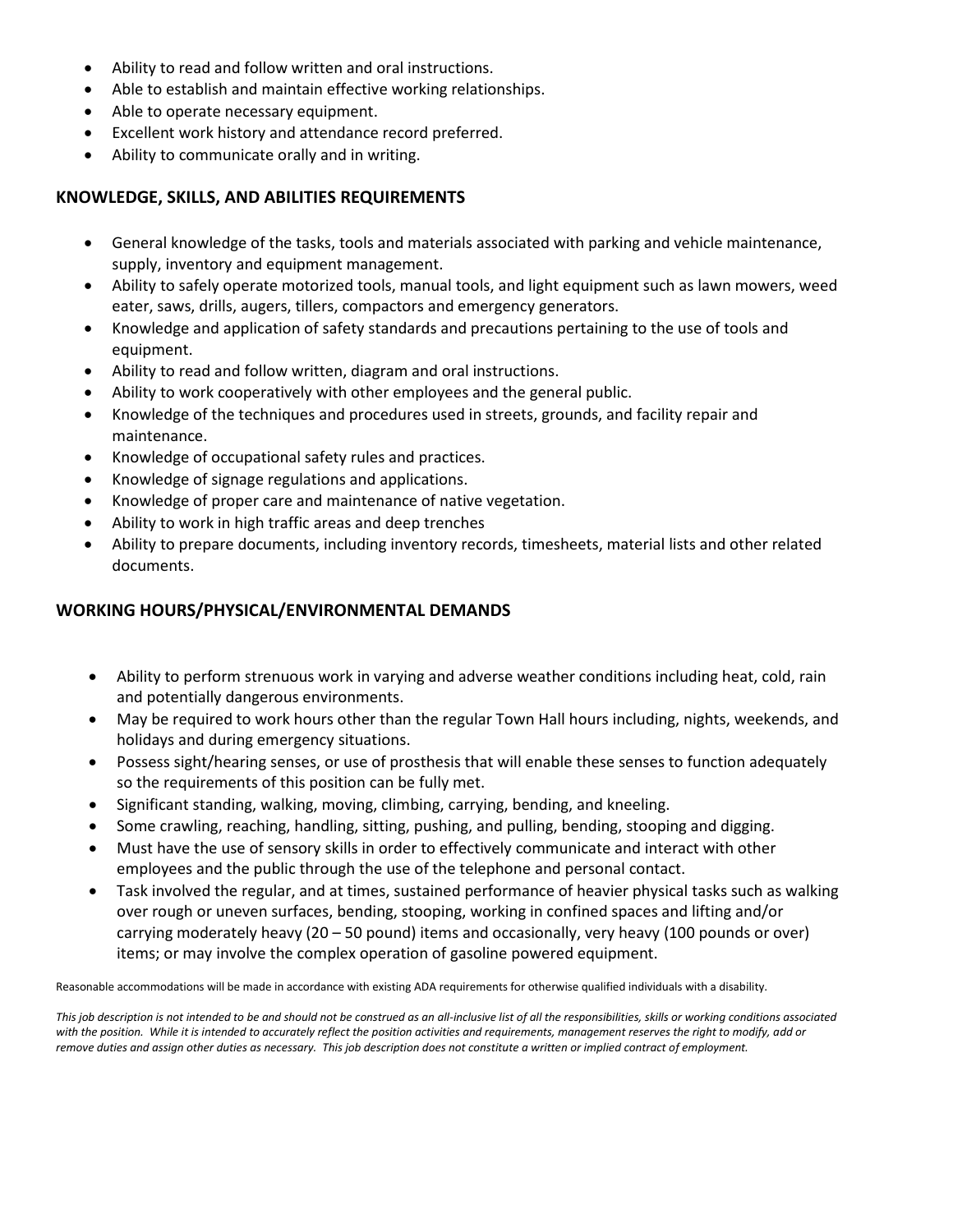- Ability to read and follow written and oral instructions.
- Able to establish and maintain effective working relationships.
- Able to operate necessary equipment.
- Excellent work history and attendance record preferred.
- Ability to communicate orally and in writing.

## KNOWLEDGE, SKILLS, AND ABILITIES REQUIREMENTS

- General knowledge of the tasks, tools and materials associated with parking and vehicle maintenance, supply, inventory and equipment management.
- Ability to safely operate motorized tools, manual tools, and light equipment such as lawn mowers, weed eater, saws, drills, augers, tillers, compactors and emergency generators.
- Knowledge and application of safety standards and precautions pertaining to the use of tools and equipment.
- Ability to read and follow written, diagram and oral instructions.
- Ability to work cooperatively with other employees and the general public.
- Knowledge of the techniques and procedures used in streets, grounds, and facility repair and maintenance.
- Knowledge of occupational safety rules and practices.
- Knowledge of signage regulations and applications.
- Knowledge of proper care and maintenance of native vegetation.
- Ability to work in high traffic areas and deep trenches
- Ability to prepare documents, including inventory records, timesheets, material lists and other related documents.

## WORKING HOURS/PHYSICAL/ENVIRONMENTAL DEMANDS

- Ability to perform strenuous work in varying and adverse weather conditions including heat, cold, rain and potentially dangerous environments.
- May be required to work hours other than the regular Town Hall hours including, nights, weekends, and holidays and during emergency situations.
- Possess sight/hearing senses, or use of prosthesis that will enable these senses to function adequately so the requirements of this position can be fully met.
- Significant standing, walking, moving, climbing, carrying, bending, and kneeling.
- Some crawling, reaching, handling, sitting, pushing, and pulling, bending, stooping and digging.
- Must have the use of sensory skills in order to effectively communicate and interact with other employees and the public through the use of the telephone and personal contact.
- Task involved the regular, and at times, sustained performance of heavier physical tasks such as walking over rough or uneven surfaces, bending, stooping, working in confined spaces and lifting and/or carrying moderately heavy (20 – 50 pound) items and occasionally, very heavy (100 pounds or over) items; or may involve the complex operation of gasoline powered equipment.

Reasonable accommodations will be made in accordance with existing ADA requirements for otherwise qualified individuals with a disability.

*This job description is not intended to be and should not be construed as an all-inclusive list of all the responsibilities, skills or working conditions associated with the position. While it is intended to accurately reflect the position activities and requirements, management reserves the right to modify, add or remove duties and assign other duties as necessary. This job description does not constitute a written or implied contract of employment.*